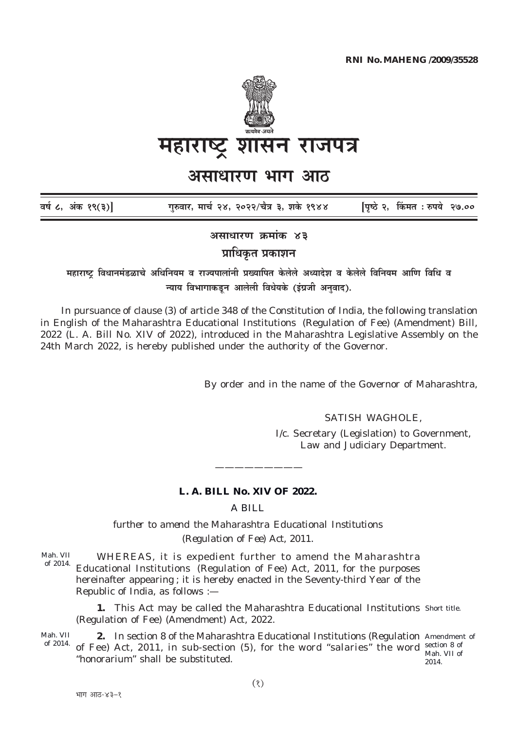**RNI No. MAHENG /2009/35528**

# महाराष्ट्र शासन राजपत्र

## असाधारण भाग आठ

| वर्ष ८, अंक १९(३)] | गुरुवार, मार्च २४, २०२२/चैत्र ३, शके १९४४ | [पृष्ठे २, किंमत : रुपये २७.०० |
|---|---|---|

**असाधारण क्रमांक ४३**

**प्राधिकृत प्रकाशन**

**महाराष्ट्र विधानमंडळाचे अधिनियम व राज्यपालांनी प्रख्यापित केलेले अध्यादेश व केलेले विनियम आणि विधि व न्याय विभागाकडून आलेली विधेयके (इंग्रजी अनुवाद).**

In pursuance of clause (3) of article 348 of the Constitution of India, the following translation in English of the Maharashtra Educational Institutions (Regulation of Fee) (Amendment) Bill, 2022 (L. A. Bill No. XIV of 2022), introduced in the Maharashtra Legislative Assembly on the 24th March 2022, is hereby published under the authority of the Governor.

By order and in the name of the Governor of Maharashtra,

SATISH WAGHOLE,
I/c. Secretary (Legislation) to Government,
Law and Judiciary Department.

---

**L. A. BILL No. XIV OF 2022.**

A BILL

*further to amend the Maharashtra Educational Institutions (Regulation of Fee) Act, 2011.*

Mah. VII of 2014.

WHEREAS, it is expedient further to amend the Maharashtra Educational Institutions (Regulation of Fee) Act, 2011, for the purposes hereinafter appearing ; it is hereby enacted in the Seventy-third Year of the Republic of India, as follows :—

Short title.

**1.** This Act may be called the Maharashtra Educational Institutions (Regulation of Fee) (Amendment) Act, 2022.

Mah. VII of 2014.

Amendment of section 8 of Mah. VII of 2014.

**2.** In section 8 of the Maharashtra Educational Institutions (Regulation of Fee) Act, 2011, in sub-section (5), for the word "salaries" the word "honorarium" shall be substituted.

भाग आठ-४३–१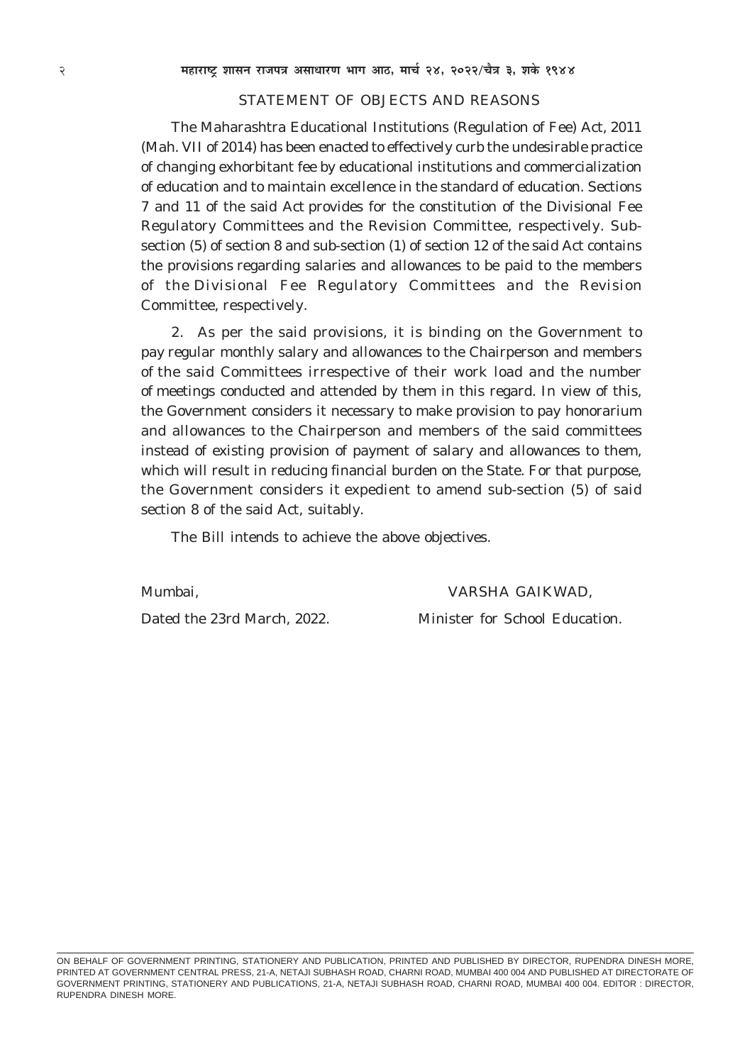## STATEMENT OF OBJECTS AND REASONS

The Maharashtra Educational Institutions (Regulation of Fee) Act, 2011 (Mah. VII of 2014) has been enacted to effectively curb the undesirable practice of changing exhorbitant fee by educational institutions and commercialization of education and to maintain excellence in the standard of education. Sections 7 and 11 of the said Act provides for the constitution of the Divisional Fee Regulatory Committees and the Revision Committee, respectively. Sub-section (5) of section 8 and sub-section (1) of section 12 of the said Act contains the provisions regarding salaries and allowances to be paid to the members of the Divisional Fee Regulatory Committees and the Revision Committee, respectively.

2. As per the said provisions, it is binding on the Government to pay regular monthly salary and allowances to the Chairperson and members of the said Committees irrespective of their work load and the number of meetings conducted and attended by them in this regard. In view of this, the Government considers it necessary to make provision to pay honorarium and allowances to the Chairperson and members of the said committees instead of existing provision of payment of salary and allowances to them, which will result in reducing financial burden on the State. For that purpose, the Government considers it expedient to amend sub-section (5) of said section 8 of the said Act, suitably.

The Bill intends to achieve the above objectives.

Mumbai,
Dated the 23rd March, 2022.

VARSHA GAIKWAD,
Minister for School Education.

ON BEHALF OF GOVERNMENT PRINTING, STATIONERY AND PUBLICATION, PRINTED AND PUBLISHED BY DIRECTOR, RUPENDRA DINESH MORE, PRINTED AT GOVERNMENT CENTRAL PRESS, 21-A, NETAJI SUBHASH ROAD, CHARNI ROAD, MUMBAI 400 004 AND PUBLISHED AT DIRECTORATE OF GOVERNMENT PRINTING, STATIONERY AND PUBLICATIONS, 21-A, NETAJI SUBHASH ROAD, CHARNI ROAD, MUMBAI 400 004. EDITOR : DIRECTOR, RUPENDRA DINESH MORE.